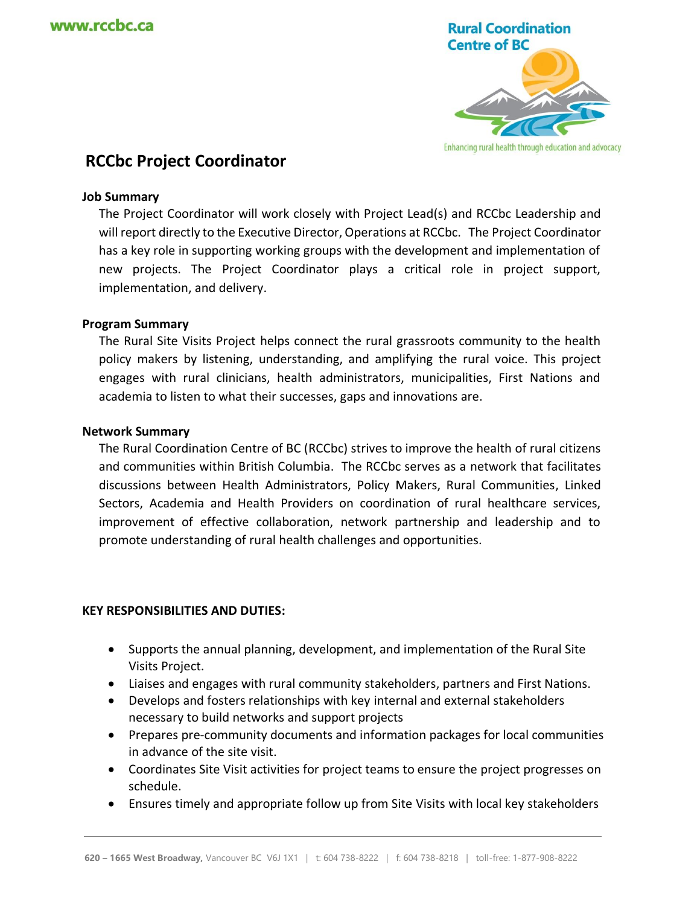www.rccbc.ca

Rural Coordination Centre of BC

Enhancing rural health through education and advocacy

# RCCbc Project Coordinator

### Job Summary

The Project Coordinator will work closely with Project Lead(s) and RCCbc Leadership and will report directly to the Executive Director, Operations at RCCbc. The Project Coordinator has a key role in supporting working groups with the development and implementation of new projects. The Project Coordinator plays a critical role in project support, implementation, and delivery.

### Program Summary

The Rural Site Visits Project helps connect the rural grassroots community to the health policy makers by listening, understanding, and amplifying the rural voice. This project engages with rural clinicians, health administrators, municipalities, First Nations and academia to listen to what their successes, gaps and innovations are.

### Network Summary

The Rural Coordination Centre of BC (RCCbc) strives to improve the health of rural citizens and communities within British Columbia. The RCCbc serves as a network that facilitates discussions between Health Administrators, Policy Makers, Rural Communities, Linked Sectors, Academia and Health Providers on coordination of rural healthcare services, improvement of effective collaboration, network partnership and leadership and to promote understanding of rural health challenges and opportunities.

### KEY RESPONSIBILITIES AND DUTIES:

- Supports the annual planning, development, and implementation of the Rural Site Visits Project.
- Liaises and engages with rural community stakeholders, partners and First Nations.
- Develops and fosters relationships with key internal and external stakeholders necessary to build networks and support projects
- Prepares pre-community documents and information packages for local communities in advance of the site visit.
- Coordinates Site Visit activities for project teams to ensure the project progresses on schedule.
- Ensures timely and appropriate follow up from Site Visits with local key stakeholders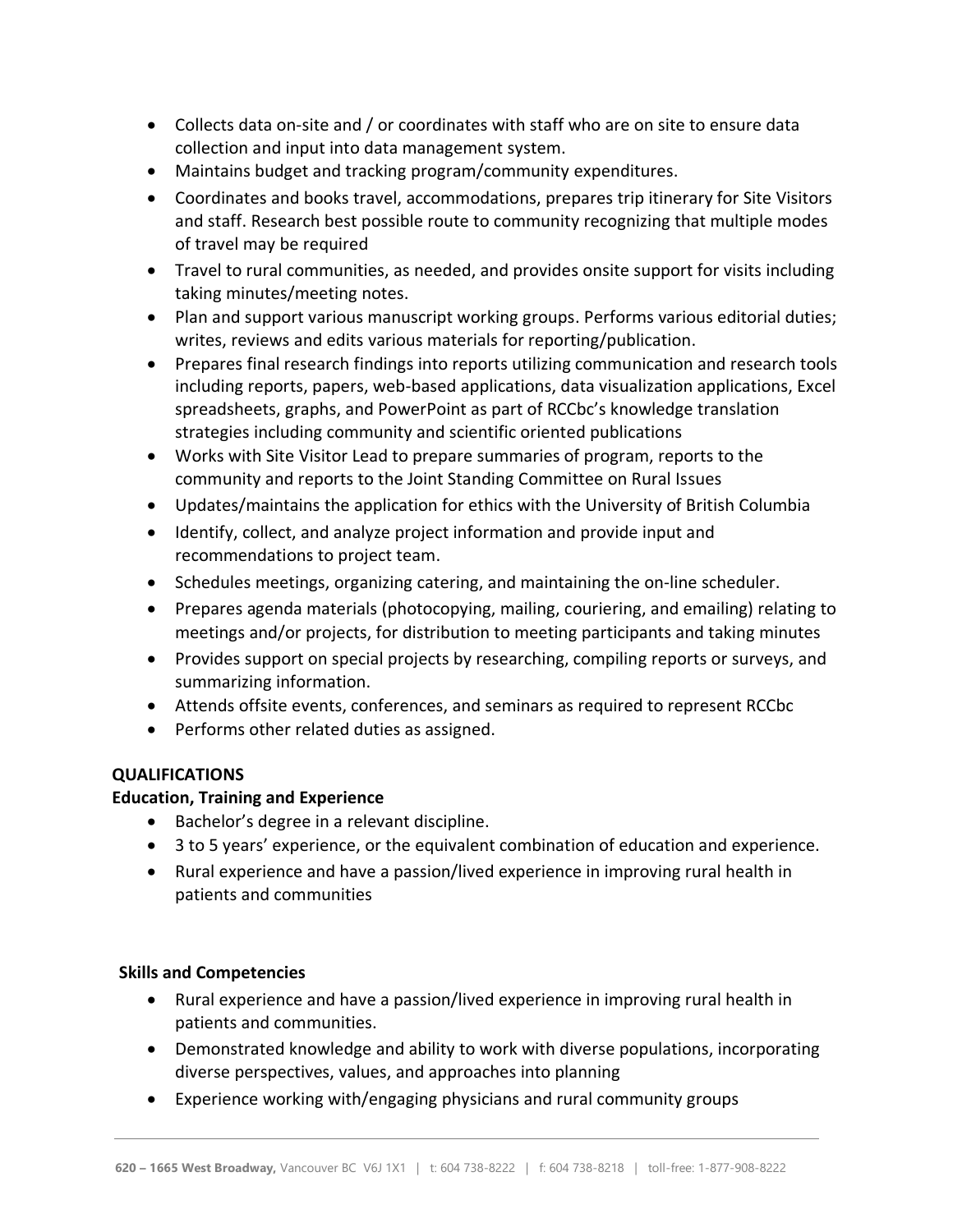- Collects data on-site and / or coordinates with staff who are on site to ensure data collection and input into data management system.
- Maintains budget and tracking program/community expenditures.
- Coordinates and books travel, accommodations, prepares trip itinerary for Site Visitors and staff. Research best possible route to community recognizing that multiple modes of travel may be required
- Travel to rural communities, as needed, and provides onsite support for visits including taking minutes/meeting notes.
- Plan and support various manuscript working groups. Performs various editorial duties; writes, reviews and edits various materials for reporting/publication.
- Prepares final research findings into reports utilizing communication and research tools including reports, papers, web-based applications, data visualization applications, Excel spreadsheets, graphs, and PowerPoint as part of RCCbc's knowledge translation strategies including community and scientific oriented publications
- Works with Site Visitor Lead to prepare summaries of program, reports to the community and reports to the Joint Standing Committee on Rural Issues
- Updates/maintains the application for ethics with the University of British Columbia
- Identify, collect, and analyze project information and provide input and recommendations to project team.
- Schedules meetings, organizing catering, and maintaining the on-line scheduler.
- Prepares agenda materials (photocopying, mailing, couriering, and emailing) relating to meetings and/or projects, for distribution to meeting participants and taking minutes
- Provides support on special projects by researching, compiling reports or surveys, and summarizing information.
- Attends offsite events, conferences, and seminars as required to represent RCCbc
- Performs other related duties as assigned.

**QUALIFICATIONS**

**Education, Training and Experience**

- Bachelor's degree in a relevant discipline.
- 3 to 5 years' experience, or the equivalent combination of education and experience.
- Rural experience and have a passion/lived experience in improving rural health in patients and communities

**Skills and Competencies**

- Rural experience and have a passion/lived experience in improving rural health in patients and communities.
- Demonstrated knowledge and ability to work with diverse populations, incorporating diverse perspectives, values, and approaches into planning
- Experience working with/engaging physicians and rural community groups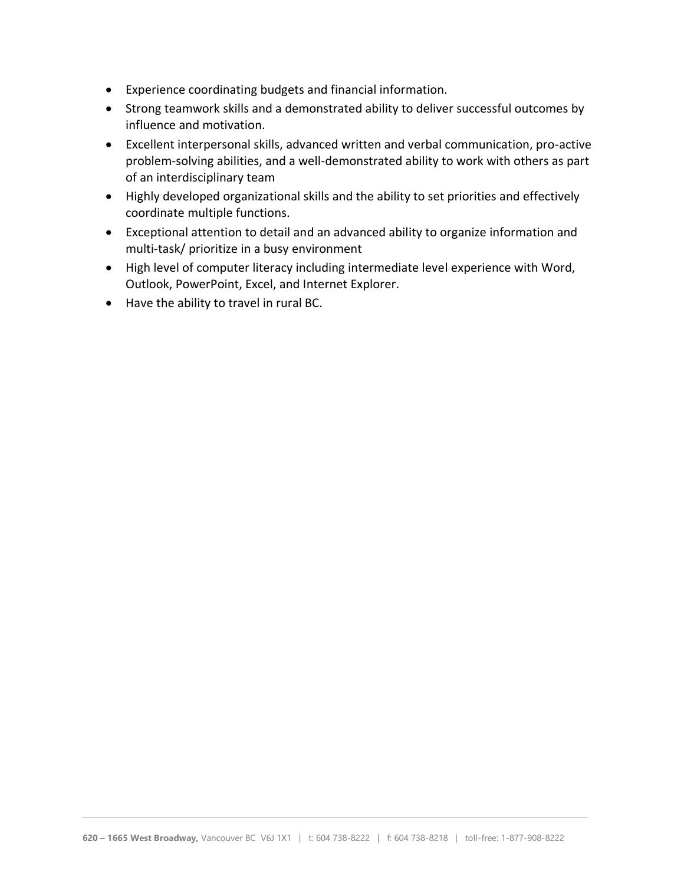- Experience coordinating budgets and financial information.
- Strong teamwork skills and a demonstrated ability to deliver successful outcomes by influence and motivation.
- Excellent interpersonal skills, advanced written and verbal communication, pro-active problem-solving abilities, and a well-demonstrated ability to work with others as part of an interdisciplinary team
- Highly developed organizational skills and the ability to set priorities and effectively coordinate multiple functions.
- Exceptional attention to detail and an advanced ability to organize information and multi-task/ prioritize in a busy environment
- High level of computer literacy including intermediate level experience with Word, Outlook, PowerPoint, Excel, and Internet Explorer.
- Have the ability to travel in rural BC.